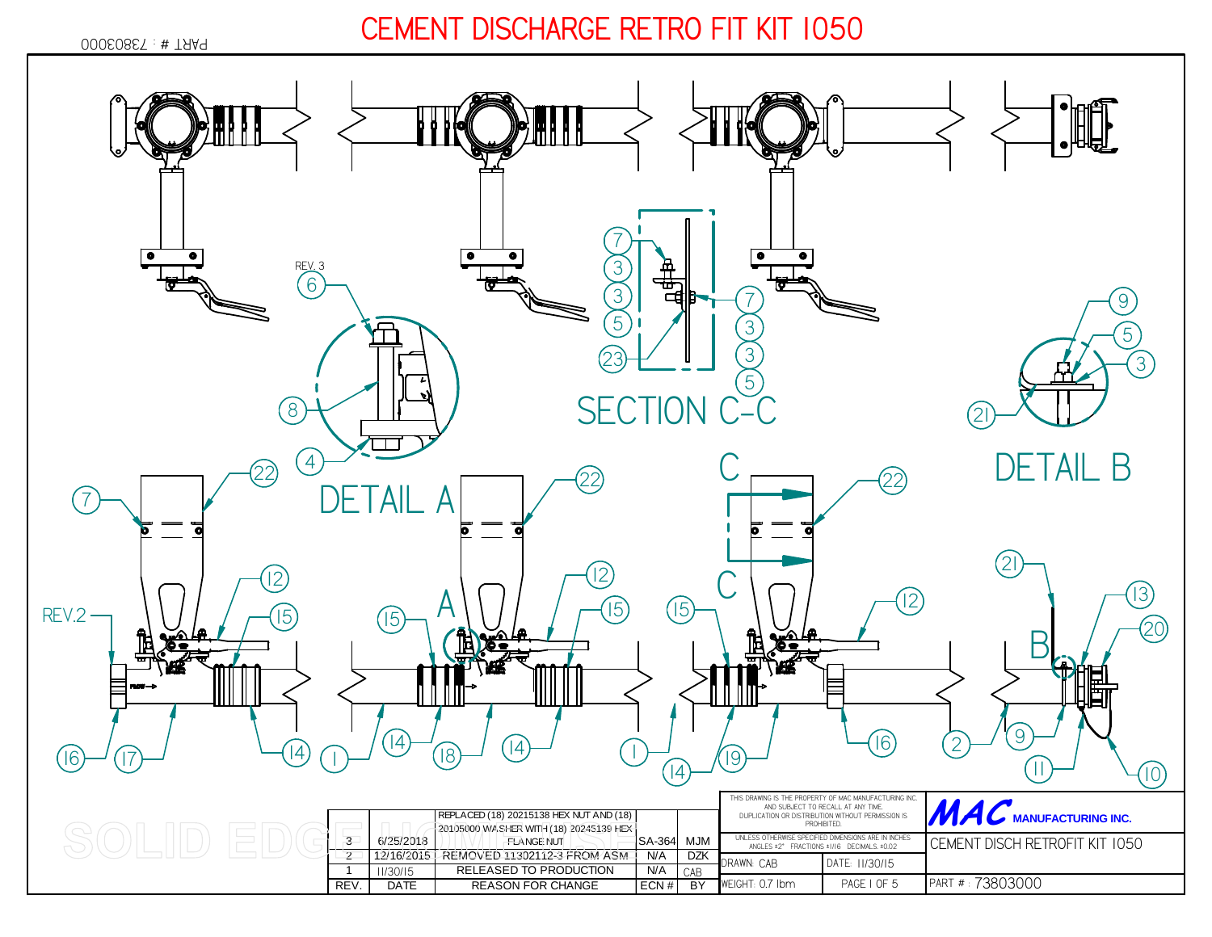# CEMENT DISCHARGE RETRO FIT KIT 1050

PART # : 73803000

REV. 3

DETAIL A

SECTION C-C

DETAIL B

REV.2

| REV. | DATE | REASON FOR CHANGE | ECN # | BY |
|---|---|---|---|---|
| 3 | 6/25/2018 | REPLACED (18) 20215138 HEX NUT AND (18) 20105000 WASHER WITH (18) 20245139 HEX FLANGE NUT | SA-364 | MJM |
| 2 | 12/16/2015 | REMOVED 11302112-3 FROM ASM | N/A | DZK |
| 1 | 11/30/15 | RELEASED TO PRODUCTION | N/A | CAB |

THIS DRAWING IS THE PROPERTY OF MAC MANUFACTURING INC. AND SUBJECT TO RECALL AT ANY TIME. DUPLICATION OR DISTRIBUTION WITHOUT PERMISSION IS PROHIBITED.

UNLESS OTHERWISE SPECIFIED DIMENSIONS ARE IN INCHES ANGLES ±2° FRACTIONS ±1/16 DECIMALS ±0.02

DRAWN: CAB | DATE: 11/30/15

WEIGHT: 0.7 lbm | PAGE 1 OF 5

MAC MANUFACTURING INC.

CEMENT DISCH RETROFIT KIT 1050

PART # : 73803000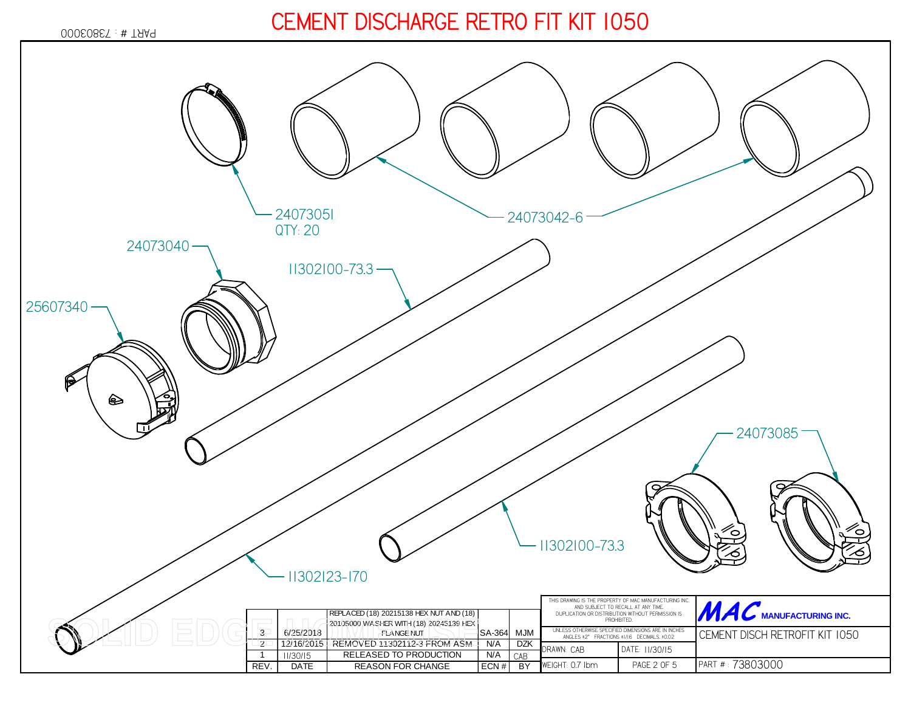# CEMENT DISCHARGE RETRO FIT KIT 1050

PART #: 73803000

24073051
QTY: 20

24073042-6

24073040

11302100-73.3

25607340

24073085

11302100-73.3

11302123-170

| REV. | DATE | REASON FOR CHANGE | ECN # | BY |
|---|---|---|---|---|
| 3 | 6/25/2018 | REPLACED (18) 20215138 HEX NUT AND (18) 20105000 WASHER WITH (18) 20245139 HEX FLANGE NUT | SA-364 | MJM |
| 2 | 12/16/2015 | REMOVED 11302112-3 FROM ASM | N/A | DZK |
| 1 | 11/30/15 | RELEASED TO PRODUCTION | N/A | CAB |

THIS DRAWING IS THE PROPERTY OF MAC MANUFACTURING INC. AND SUBJECT TO RECALL AT ANY TIME. DUPLICATION OR DISTRIBUTION WITHOUT PERMISSION IS PROHIBITED.

UNLESS OTHERWISE SPECIFIED DIMENSIONS ARE IN INCHES
ANGLES ±2° FRACTIONS ±1/16 DECIMALS ±0.02

**MAC** MANUFACTURING INC.

CEMENT DISCH RETROFIT KIT 1050

| DRAWN: CAB | DATE: 11/30/15 |
|---|---|
| WEIGHT: 0.7 lbm | PAGE 2 OF 5 |

PART #: 73803000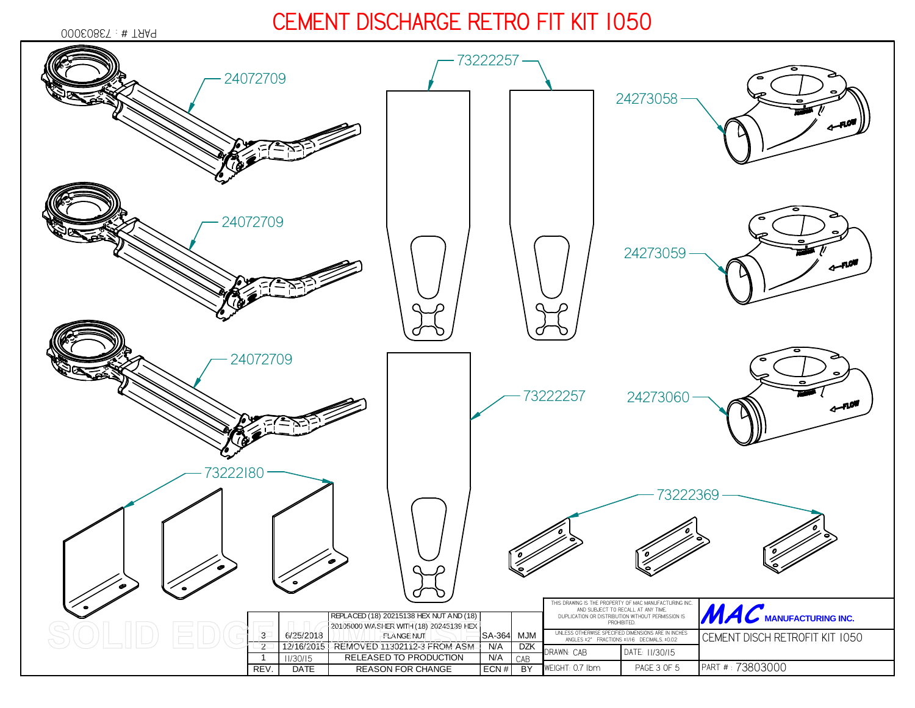# CEMENT DISCHARGE RETRO FIT KIT 1050

PART # : 73803000

24072709

24072709

24072709

73222257

73222257

73222257

24273058

24273059

24273060

73222180

73222369

| REV. | DATE | REASON FOR CHANGE | ECN # | BY |
|---|---|---|---|---|
| 3 | 6/25/2018 | REPLACED (18) 20215138 HEX NUT AND (18) 20105000 WASHER WITH (18) 20245139 HEX FLANGE NUT | SA-364 | MJM |
| 2 | 12/16/2015 | REMOVED 11302112-3 FROM ASM | N/A | DZK |
| 1 | 11/30/15 | RELEASED TO PRODUCTION | N/A | CAB |

THIS DRAWING IS THE PROPERTY OF MAC MANUFACTURING INC. AND SUBJECT TO RECALL AT ANY TIME. DUPLICATION OR DISTRIBUTION WITHOUT PERMISSION IS PROHIBITED.

UNLESS OTHERWISE SPECIFIED DIMENSIONS ARE IN INCHES ANGLES ±2° FRACTIONS ±1/16 DECIMALS ±0.02

**MAC** MANUFACTURING INC.

CEMENT DISCH RETROFIT KIT 1050

| DRAWN: CAB | DATE: 11/30/15 | |
|---|---|---|
| WEIGHT: 0.7 lbm | PAGE 3 OF 5 | PART # : 73803000 |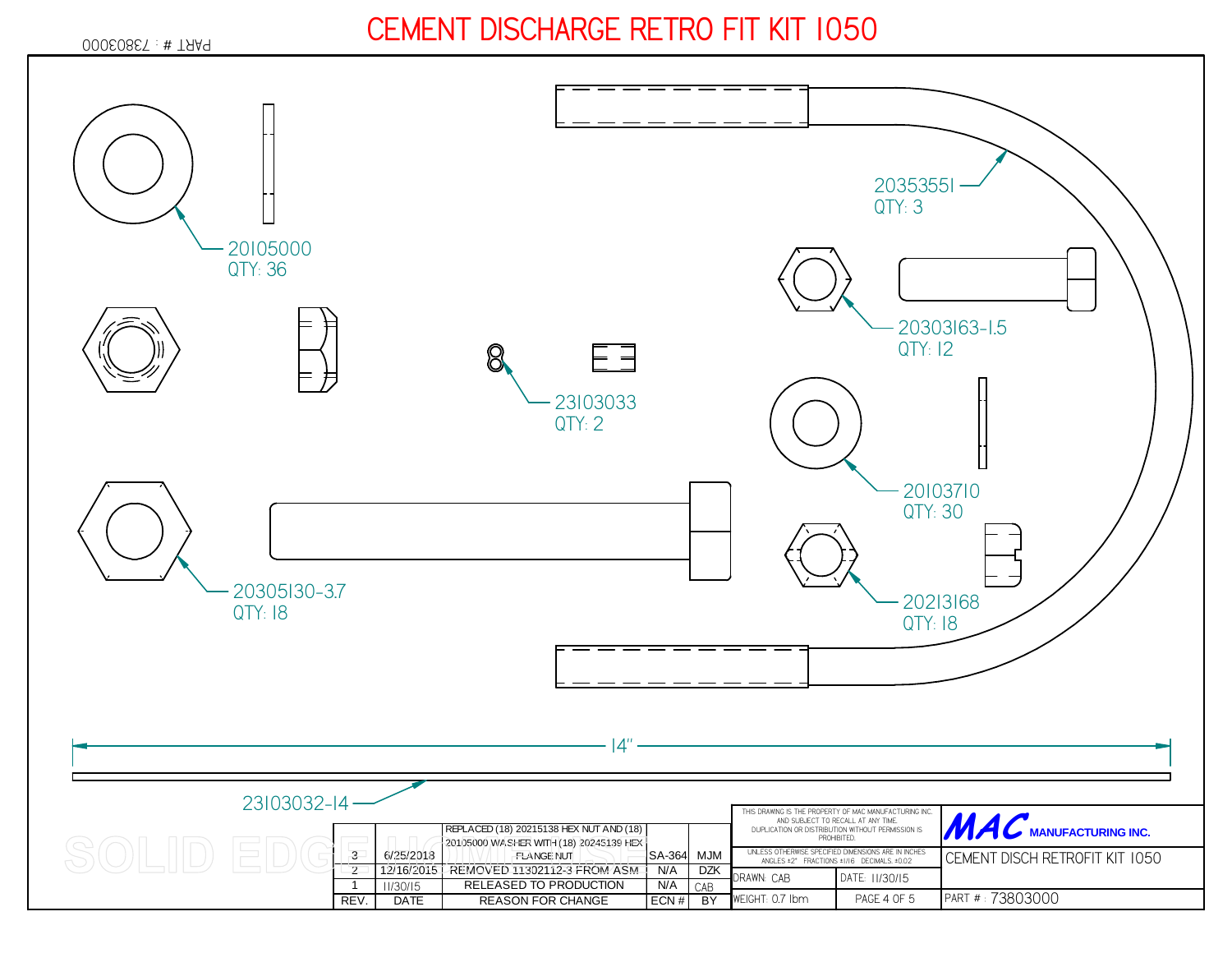# CEMENT DISCHARGE RETRO FIT KIT 1050

PART # : 73803000

20105000
QTY: 36

20353551
QTY: 3

20303163-1.5
QTY: 12

23103033
QTY: 2

20103710
QTY: 30

20305130-3.7
QTY: 18

20213168
QTY: 18

14"

23103032-14

| REV. | DATE | REASON FOR CHANGE | ECN # | BY |
|---|---|---|---|---|
| 3 | 6/25/2018 | REPLACED (18) 20215138 HEX NUT AND (18) 20105000 WASHER WITH (18) 20245139 HEX FLANGE NUT | SA-364 | MJM |
| 2 | 12/16/2015 | REMOVED 11302112-3 FROM ASM | N/A | DZK |
| 1 | 11/30/15 | RELEASED TO PRODUCTION | N/A | CAB |

THIS DRAWING IS THE PROPERTY OF MAC MANUFACTURING INC. AND SUBJECT TO RECALL AT ANY TIME. DUPLICATION OR DISTRIBUTION WITHOUT PERMISSION IS PROHIBITED.

UNLESS OTHERWISE SPECIFIED DIMENSIONS ARE IN INCHES ANGLES ±2° FRACTIONS ±1/16 DECIMALS ±0.02

**MAC** MANUFACTURING INC.

CEMENT DISCH RETROFIT KIT 1050

| DRAWN: CAB | DATE: 11/30/15 |
|---|---|
| WEIGHT: 0.7 lbm | PAGE 4 OF 5 |

PART # : 73803000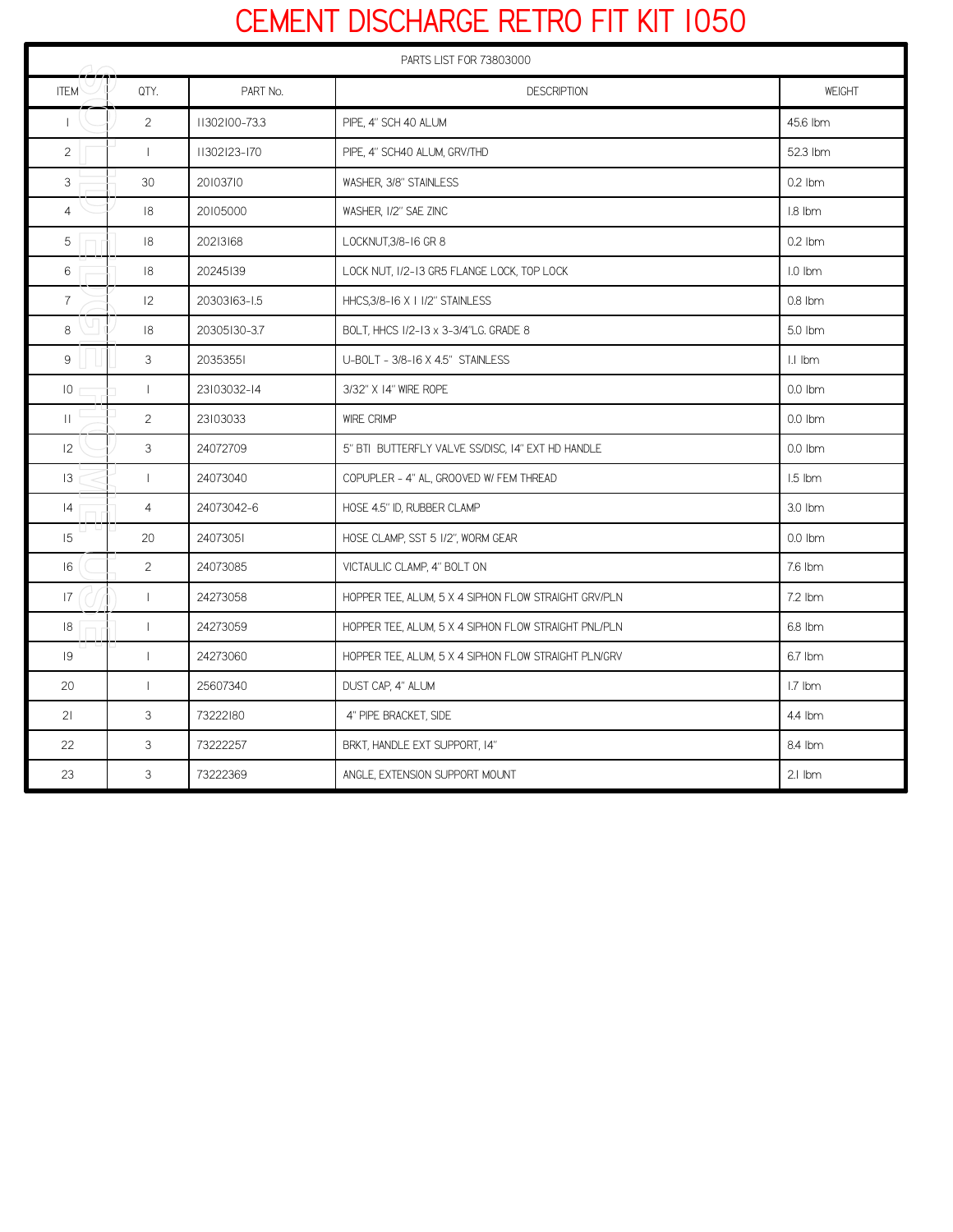# CEMENT DISCHARGE RETRO FIT KIT 1050

| PARTS LIST FOR 73803000 | | | | |
|---|---|---|---|---|
| ITEM | QTY. | PART No. | DESCRIPTION | WEIGHT |
| 1 | 2 | 11302100-73.3 | PIPE, 4" SCH 40 ALUM | 45.6 lbm |
| 2 | 1 | 11302123-170 | PIPE, 4" SCH40 ALUM, GRV/THD | 52.3 lbm |
| 3 | 30 | 20103710 | WASHER, 3/8" STAINLESS | 0.2 lbm |
| 4 | 18 | 20105000 | WASHER, 1/2" SAE ZINC | 1.8 lbm |
| 5 | 18 | 20213168 | LOCKNUT,3/8-16 GR 8 | 0.2 lbm |
| 6 | 18 | 20245139 | LOCK NUT, 1/2-13 GR5 FLANGE LOCK, TOP LOCK | 1.0 lbm |
| 7 | 12 | 20303163-1.5 | HHCS,3/8-16 X 1 1/2" STAINLESS | 0.8 lbm |
| 8 | 18 | 20305130-3.7 | BOLT, HHCS 1/2-13 x 3-3/4"LG. GRADE 8 | 5.0 lbm |
| 9 | 3 | 20353551 | U-BOLT - 3/8-16 X 4.5" STAINLESS | 1.1 lbm |
| 10 | 1 | 23103032-14 | 3/32" X 14" WIRE ROPE | 0.0 lbm |
| 11 | 2 | 23103033 | WIRE CRIMP | 0.0 lbm |
| 12 | 3 | 24072709 | 5" BTI BUTTERFLY VALVE SS/DISC, 14" EXT HD HANDLE | 0.0 lbm |
| 13 | 1 | 24073040 | COPUPLER - 4" AL, GROOVED W/ FEM THREAD | 1.5 lbm |
| 14 | 4 | 24073042-6 | HOSE 4.5" ID, RUBBER CLAMP | 3.0 lbm |
| 15 | 20 | 24073051 | HOSE CLAMP, SST 5 1/2", WORM GEAR | 0.0 lbm |
| 16 | 2 | 24073085 | VICTAULIC CLAMP, 4" BOLT ON | 7.6 lbm |
| 17 | 1 | 24273058 | HOPPER TEE, ALUM, 5 X 4 SIPHON FLOW STRAIGHT GRV/PLN | 7.2 lbm |
| 18 | 1 | 24273059 | HOPPER TEE, ALUM, 5 X 4 SIPHON FLOW STRAIGHT PNL/PLN | 6.8 lbm |
| 19 | 1 | 24273060 | HOPPER TEE, ALUM, 5 X 4 SIPHON FLOW STRAIGHT PLN/GRV | 6.7 lbm |
| 20 | 1 | 25607340 | DUST CAP, 4" ALUM | 1.7 lbm |
| 21 | 3 | 73222180 | 4" PIPE BRACKET, SIDE | 4.4 lbm |
| 22 | 3 | 73222257 | BRKT, HANDLE EXT SUPPORT, 14" | 8.4 lbm |
| 23 | 3 | 73222369 | ANGLE, EXTENSION SUPPORT MOUNT | 2.1 lbm |